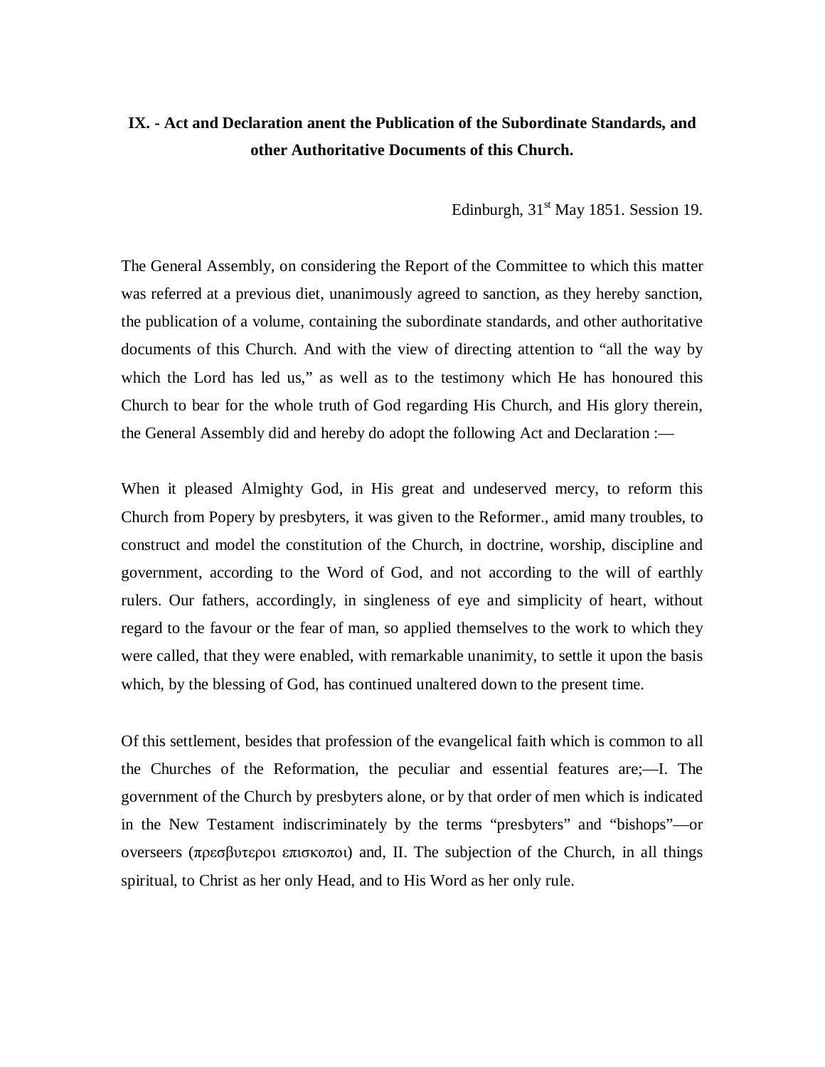### IX. - Act and Declaration anent the Publication of the Subordinate Standards, and other Authoritative Documents of this Church.

Edinburgh, 31st May 1851. Session 19.

The General Assembly, on considering the Report of the Committee to which this matter was referred at a previous diet, unanimously agreed to sanction, as they hereby sanction, the publication of a volume, containing the subordinate standards, and other authoritative documents of this Church. And with the view of directing attention to "all the way by which the Lord has led us," as well as to the testimony which He has honoured this Church to bear for the whole truth of God regarding His Church, and His glory therein, the General Assembly did and hereby do adopt the following Act and Declaration :—

When it pleased Almighty God, in His great and undeserved mercy, to reform this Church from Popery by presbyters, it was given to the Reformer., amid many troubles, to construct and model the constitution of the Church, in doctrine, worship, discipline and government, according to the Word of God, and not according to the will of earthly rulers. Our fathers, accordingly, in singleness of eye and simplicity of heart, without regard to the favour or the fear of man, so applied themselves to the work to which they were called, that they were enabled, with remarkable unanimity, to settle it upon the basis which, by the blessing of God, has continued unaltered down to the present time.

Of this settlement, besides that profession of the evangelical faith which is common to all the Churches of the Reformation, the peculiar and essential features are;—I. The government of the Church by presbyters alone, or by that order of men which is indicated in the New Testament indiscriminately by the terms "presbyters" and "bishops"—or overseers (πρεσβυτεροι επισκοποι) and, II. The subjection of the Church, in all things spiritual, to Christ as her only Head, and to His Word as her only rule.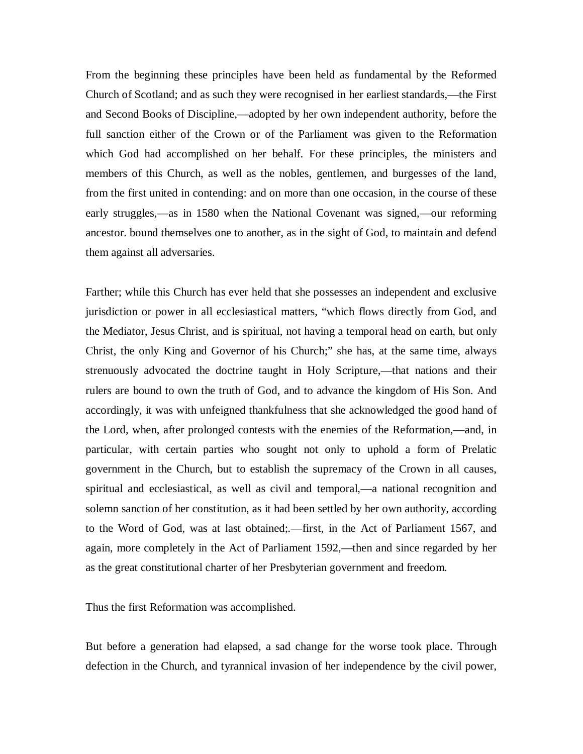From the beginning these principles have been held as fundamental by the Reformed Church of Scotland; and as such they were recognised in her earliest standards,—the First and Second Books of Discipline,—adopted by her own independent authority, before the full sanction either of the Crown or of the Parliament was given to the Reformation which God had accomplished on her behalf. For these principles, the ministers and members of this Church, as well as the nobles, gentlemen, and burgesses of the land, from the first united in contending: and on more than one occasion, in the course of these early struggles,—as in 1580 when the National Covenant was signed,—our reforming ancestor. bound themselves one to another, as in the sight of God, to maintain and defend them against all adversaries.

Farther; while this Church has ever held that she possesses an independent and exclusive jurisdiction or power in all ecclesiastical matters, "which flows directly from God, and the Mediator, Jesus Christ, and is spiritual, not having a temporal head on earth, but only Christ, the only King and Governor of his Church;" she has, at the same time, always strenuously advocated the doctrine taught in Holy Scripture,—that nations and their rulers are bound to own the truth of God, and to advance the kingdom of His Son. And accordingly, it was with unfeigned thankfulness that she acknowledged the good hand of the Lord, when, after prolonged contests with the enemies of the Reformation,—and, in particular, with certain parties who sought not only to uphold a form of Prelatic government in the Church, but to establish the supremacy of the Crown in all causes, spiritual and ecclesiastical, as well as civil and temporal,—a national recognition and solemn sanction of her constitution, as it had been settled by her own authority, according to the Word of God, was at last obtained;.—first, in the Act of Parliament 1567, and again, more completely in the Act of Parliament 1592,—then and since regarded by her as the great constitutional charter of her Presbyterian government and freedom.

Thus the first Reformation was accomplished.

But before a generation had elapsed, a sad change for the worse took place. Through defection in the Church, and tyrannical invasion of her independence by the civil power,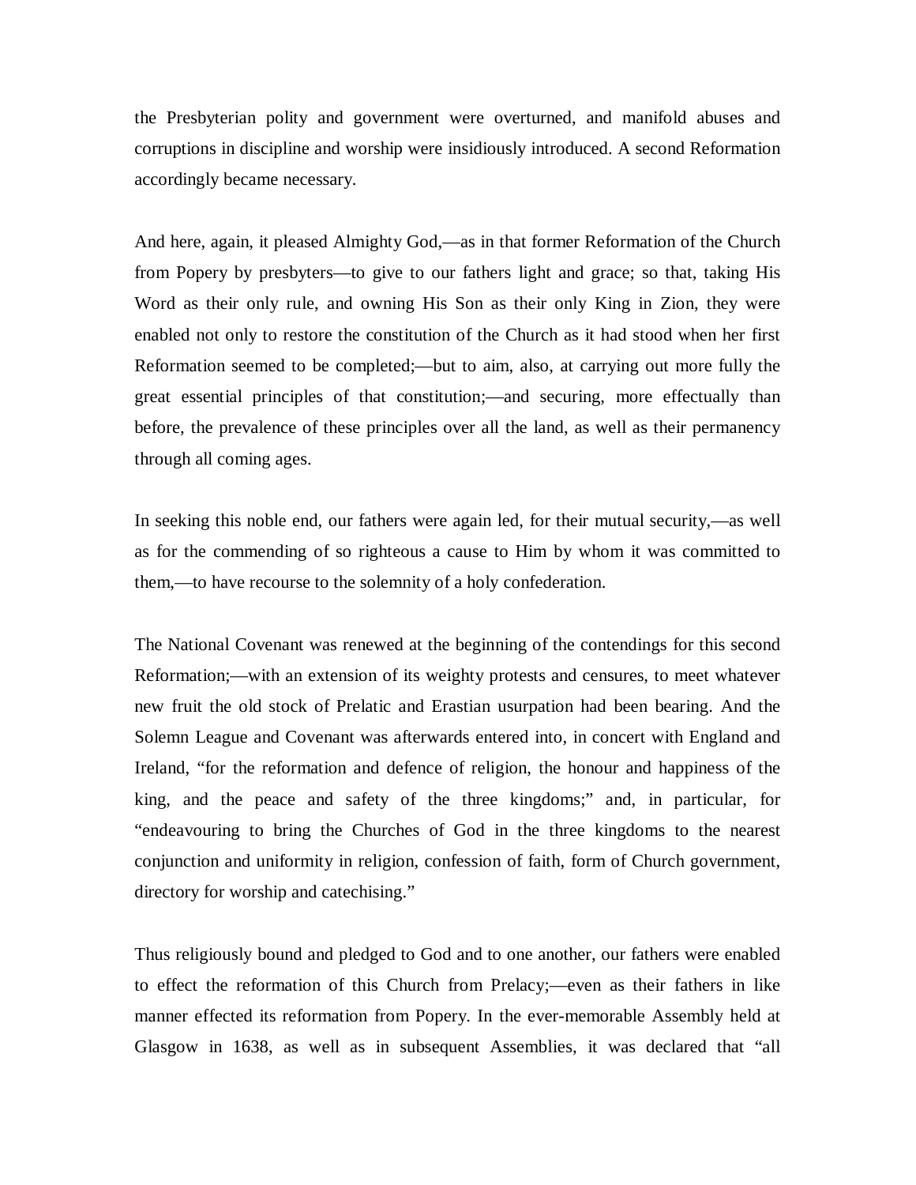the Presbyterian polity and government were overturned, and manifold abuses and corruptions in discipline and worship were insidiously introduced. A second Reformation accordingly became necessary.

And here, again, it pleased Almighty God,—as in that former Reformation of the Church from Popery by presbyters—to give to our fathers light and grace; so that, taking His Word as their only rule, and owning His Son as their only King in Zion, they were enabled not only to restore the constitution of the Church as it had stood when her first Reformation seemed to be completed;—but to aim, also, at carrying out more fully the great essential principles of that constitution;—and securing, more effectually than before, the prevalence of these principles over all the land, as well as their permanency through all coming ages.

In seeking this noble end, our fathers were again led, for their mutual security,—as well as for the commending of so righteous a cause to Him by whom it was committed to them,—to have recourse to the solemnity of a holy confederation.

The National Covenant was renewed at the beginning of the contendings for this second Reformation;—with an extension of its weighty protests and censures, to meet whatever new fruit the old stock of Prelatic and Erastian usurpation had been bearing. And the Solemn League and Covenant was afterwards entered into, in concert with England and Ireland, "for the reformation and defence of religion, the honour and happiness of the king, and the peace and safety of the three kingdoms;" and, in particular, for "endeavouring to bring the Churches of God in the three kingdoms to the nearest conjunction and uniformity in religion, confession of faith, form of Church government, directory for worship and catechising."

Thus religiously bound and pledged to God and to one another, our fathers were enabled to effect the reformation of this Church from Prelacy;—even as their fathers in like manner effected its reformation from Popery. In the ever-memorable Assembly held at Glasgow in 1638, as well as in subsequent Assemblies, it was declared that "all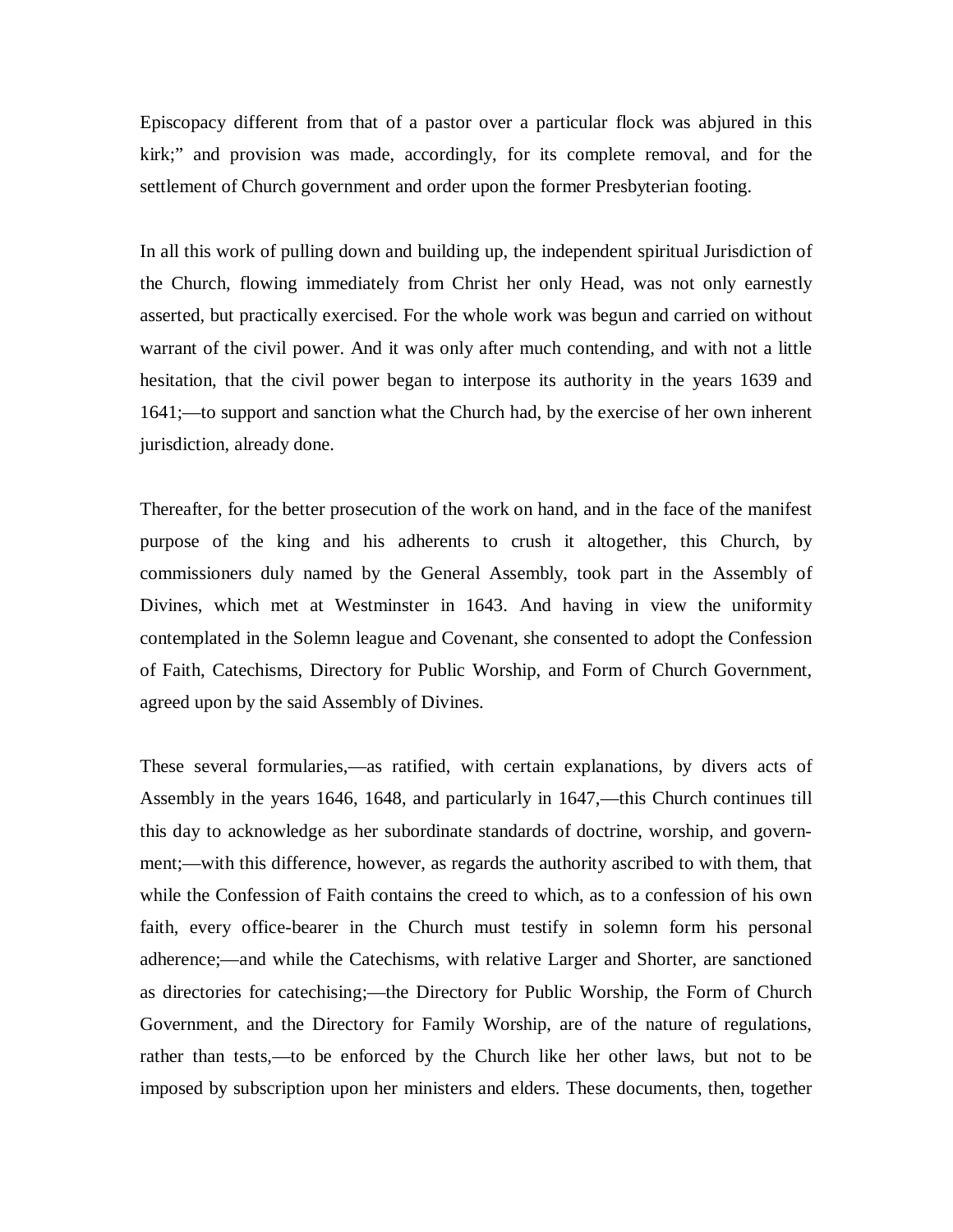Episcopacy different from that of a pastor over a particular flock was abjured in this kirk;" and provision was made, accordingly, for its complete removal, and for the settlement of Church government and order upon the former Presbyterian footing.

In all this work of pulling down and building up, the independent spiritual Jurisdiction of the Church, flowing immediately from Christ her only Head, was not only earnestly asserted, but practically exercised. For the whole work was begun and carried on without warrant of the civil power. And it was only after much contending, and with not a little hesitation, that the civil power began to interpose its authority in the years 1639 and 1641;—to support and sanction what the Church had, by the exercise of her own inherent jurisdiction, already done.

Thereafter, for the better prosecution of the work on hand, and in the face of the manifest purpose of the king and his adherents to crush it altogether, this Church, by commissioners duly named by the General Assembly, took part in the Assembly of Divines, which met at Westminster in 1643. And having in view the uniformity contemplated in the Solemn league and Covenant, she consented to adopt the Confession of Faith, Catechisms, Directory for Public Worship, and Form of Church Government, agreed upon by the said Assembly of Divines.

These several formularies,—as ratified, with certain explanations, by divers acts of Assembly in the years 1646, 1648, and particularly in 1647,—this Church continues till this day to acknowledge as her subordinate standards of doctrine, worship, and government;—with this difference, however, as regards the authority ascribed to with them, that while the Confession of Faith contains the creed to which, as to a confession of his own faith, every office-bearer in the Church must testify in solemn form his personal adherence;—and while the Catechisms, with relative Larger and Shorter, are sanctioned as directories for catechising;—the Directory for Public Worship, the Form of Church Government, and the Directory for Family Worship, are of the nature of regulations, rather than tests,—to be enforced by the Church like her other laws, but not to be imposed by subscription upon her ministers and elders. These documents, then, together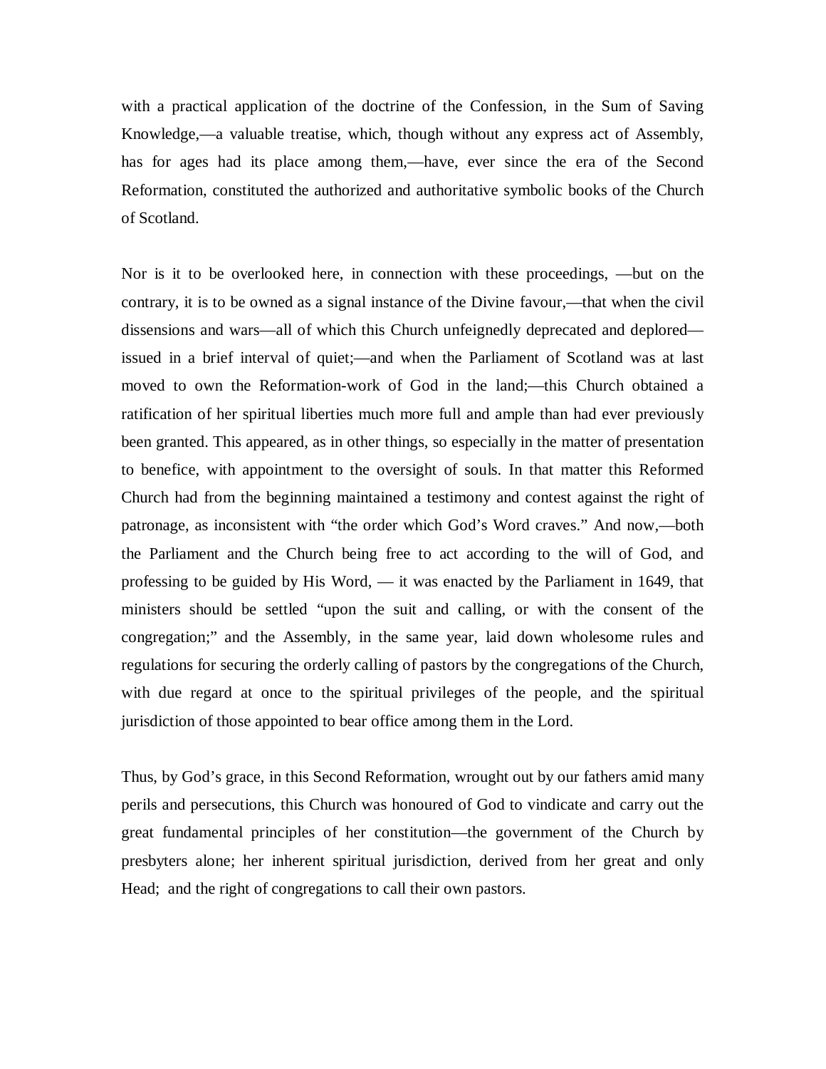with a practical application of the doctrine of the Confession, in the Sum of Saving Knowledge,—a valuable treatise, which, though without any express act of Assembly, has for ages had its place among them,—have, ever since the era of the Second Reformation, constituted the authorized and authoritative symbolic books of the Church of Scotland.

Nor is it to be overlooked here, in connection with these proceedings, —but on the contrary, it is to be owned as a signal instance of the Divine favour,—that when the civil dissensions and wars—all of which this Church unfeignedly deprecated and deplored—issued in a brief interval of quiet;—and when the Parliament of Scotland was at last moved to own the Reformation-work of God in the land;—this Church obtained a ratification of her spiritual liberties much more full and ample than had ever previously been granted. This appeared, as in other things, so especially in the matter of presentation to benefice, with appointment to the oversight of souls. In that matter this Reformed Church had from the beginning maintained a testimony and contest against the right of patronage, as inconsistent with "the order which God's Word craves." And now,—both the Parliament and the Church being free to act according to the will of God, and professing to be guided by His Word, — it was enacted by the Parliament in 1649, that ministers should be settled "upon the suit and calling, or with the consent of the congregation;" and the Assembly, in the same year, laid down wholesome rules and regulations for securing the orderly calling of pastors by the congregations of the Church, with due regard at once to the spiritual privileges of the people, and the spiritual jurisdiction of those appointed to bear office among them in the Lord.

Thus, by God's grace, in this Second Reformation, wrought out by our fathers amid many perils and persecutions, this Church was honoured of God to vindicate and carry out the great fundamental principles of her constitution—the government of the Church by presbyters alone; her inherent spiritual jurisdiction, derived from her great and only Head; and the right of congregations to call their own pastors.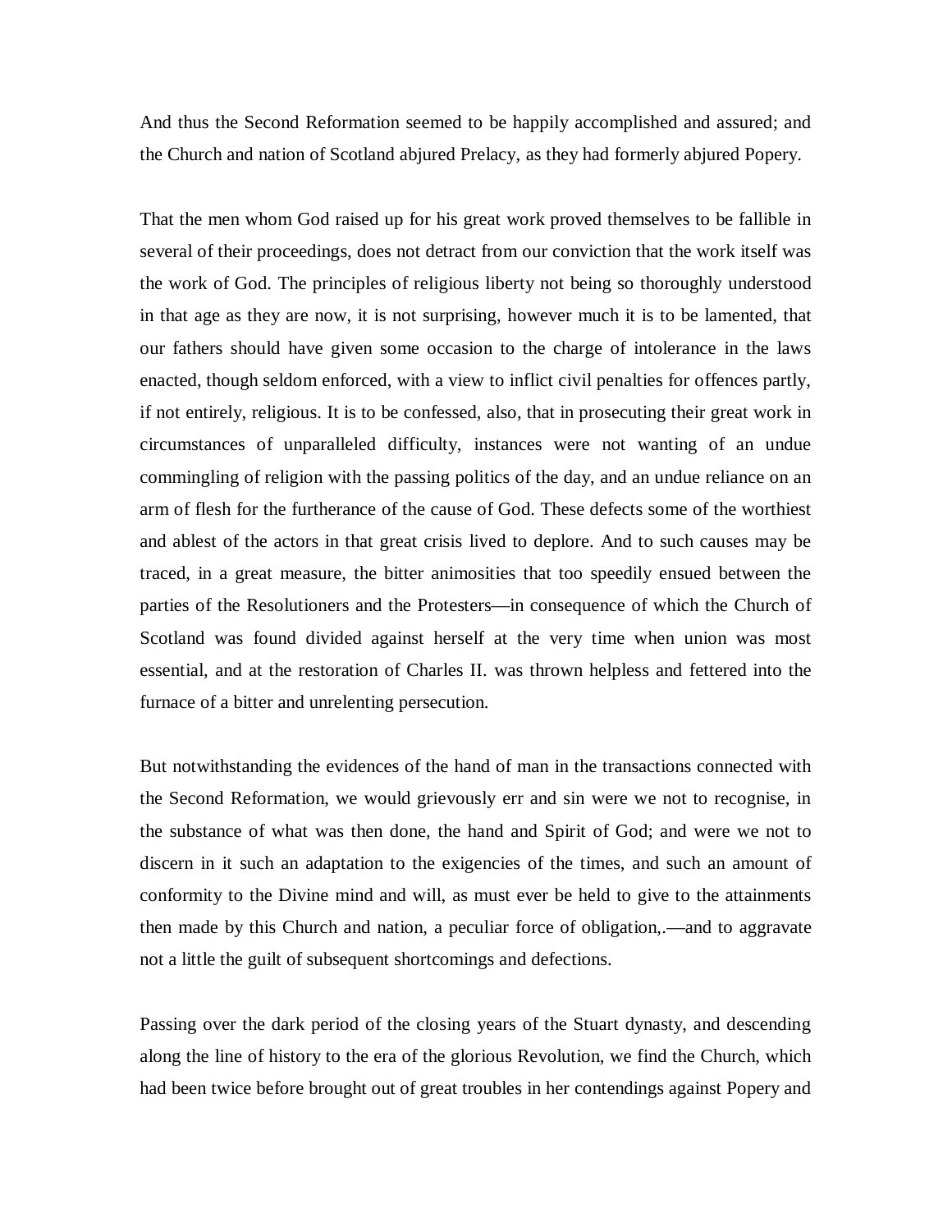And thus the Second Reformation seemed to be happily accomplished and assured; and the Church and nation of Scotland abjured Prelacy, as they had formerly abjured Popery.

That the men whom God raised up for his great work proved themselves to be fallible in several of their proceedings, does not detract from our conviction that the work itself was the work of God. The principles of religious liberty not being so thoroughly understood in that age as they are now, it is not surprising, however much it is to be lamented, that our fathers should have given some occasion to the charge of intolerance in the laws enacted, though seldom enforced, with a view to inflict civil penalties for offences partly, if not entirely, religious. It is to be confessed, also, that in prosecuting their great work in circumstances of unparalleled difficulty, instances were not wanting of an undue commingling of religion with the passing politics of the day, and an undue reliance on an arm of flesh for the furtherance of the cause of God. These defects some of the worthiest and ablest of the actors in that great crisis lived to deplore. And to such causes may be traced, in a great measure, the bitter animosities that too speedily ensued between the parties of the Resolutioners and the Protesters—in consequence of which the Church of Scotland was found divided against herself at the very time when union was most essential, and at the restoration of Charles II. was thrown helpless and fettered into the furnace of a bitter and unrelenting persecution.

But notwithstanding the evidences of the hand of man in the transactions connected with the Second Reformation, we would grievously err and sin were we not to recognise, in the substance of what was then done, the hand and Spirit of God; and were we not to discern in it such an adaptation to the exigencies of the times, and such an amount of conformity to the Divine mind and will, as must ever be held to give to the attainments then made by this Church and nation, a peculiar force of obligation,.—and to aggravate not a little the guilt of subsequent shortcomings and defections.

Passing over the dark period of the closing years of the Stuart dynasty, and descending along the line of history to the era of the glorious Revolution, we find the Church, which had been twice before brought out of great troubles in her contendings against Popery and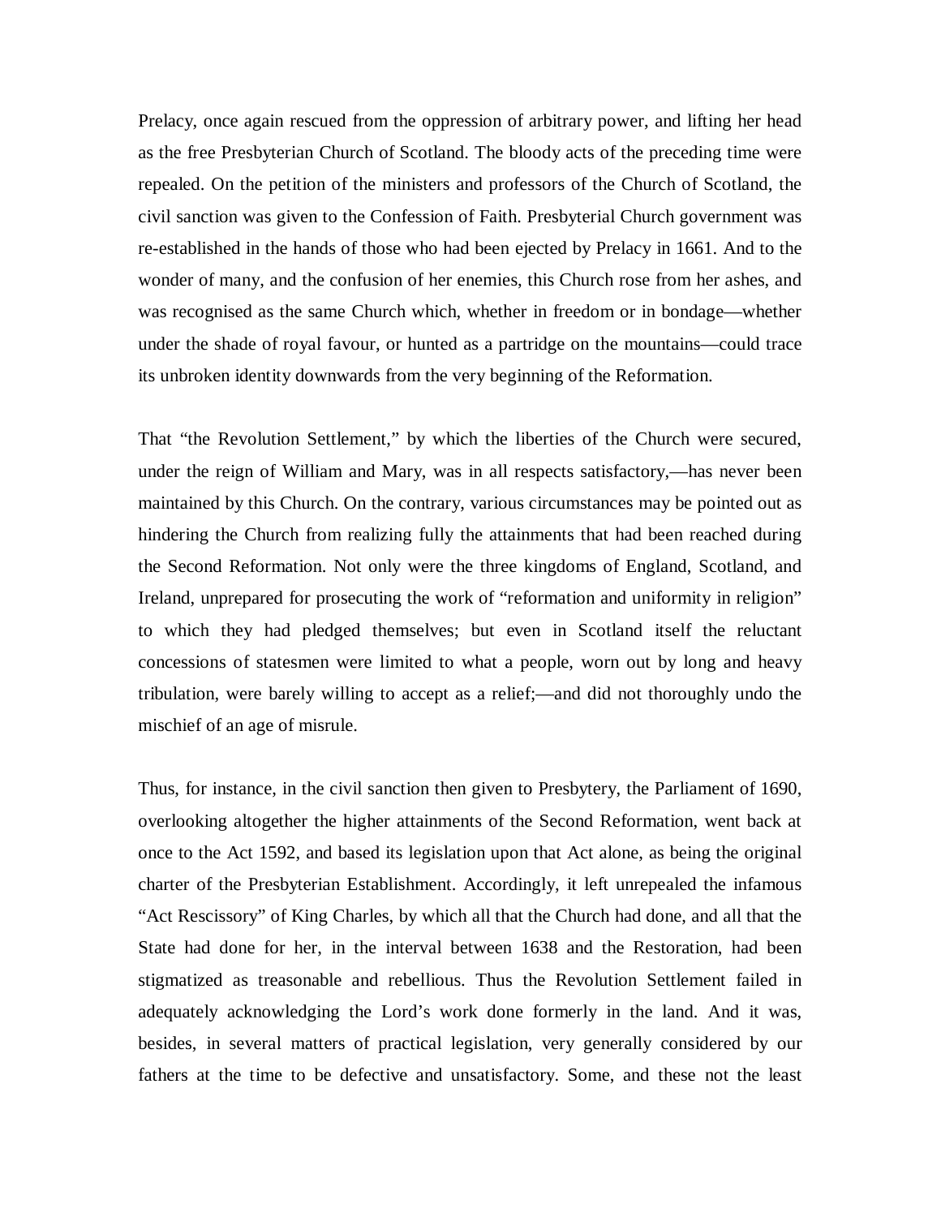Prelacy, once again rescued from the oppression of arbitrary power, and lifting her head as the free Presbyterian Church of Scotland. The bloody acts of the preceding time were repealed. On the petition of the ministers and professors of the Church of Scotland, the civil sanction was given to the Confession of Faith. Presbyterial Church government was re-established in the hands of those who had been ejected by Prelacy in 1661. And to the wonder of many, and the confusion of her enemies, this Church rose from her ashes, and was recognised as the same Church which, whether in freedom or in bondage—whether under the shade of royal favour, or hunted as a partridge on the mountains—could trace its unbroken identity downwards from the very beginning of the Reformation.

That "the Revolution Settlement," by which the liberties of the Church were secured, under the reign of William and Mary, was in all respects satisfactory,—has never been maintained by this Church. On the contrary, various circumstances may be pointed out as hindering the Church from realizing fully the attainments that had been reached during the Second Reformation. Not only were the three kingdoms of England, Scotland, and Ireland, unprepared for prosecuting the work of "reformation and uniformity in religion" to which they had pledged themselves; but even in Scotland itself the reluctant concessions of statesmen were limited to what a people, worn out by long and heavy tribulation, were barely willing to accept as a relief;—and did not thoroughly undo the mischief of an age of misrule.

Thus, for instance, in the civil sanction then given to Presbytery, the Parliament of 1690, overlooking altogether the higher attainments of the Second Reformation, went back at once to the Act 1592, and based its legislation upon that Act alone, as being the original charter of the Presbyterian Establishment. Accordingly, it left unrepealed the infamous "Act Rescissory" of King Charles, by which all that the Church had done, and all that the State had done for her, in the interval between 1638 and the Restoration, had been stigmatized as treasonable and rebellious. Thus the Revolution Settlement failed in adequately acknowledging the Lord's work done formerly in the land. And it was, besides, in several matters of practical legislation, very generally considered by our fathers at the time to be defective and unsatisfactory. Some, and these not the least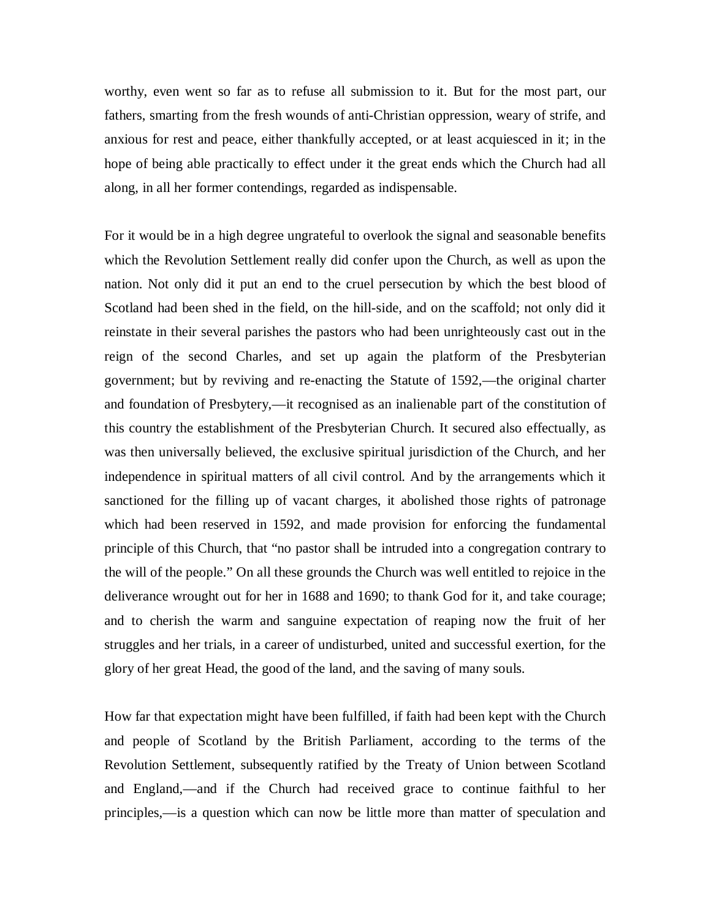worthy, even went so far as to refuse all submission to it. But for the most part, our fathers, smarting from the fresh wounds of anti-Christian oppression, weary of strife, and anxious for rest and peace, either thankfully accepted, or at least acquiesced in it; in the hope of being able practically to effect under it the great ends which the Church had all along, in all her former contendings, regarded as indispensable.

For it would be in a high degree ungrateful to overlook the signal and seasonable benefits which the Revolution Settlement really did confer upon the Church, as well as upon the nation. Not only did it put an end to the cruel persecution by which the best blood of Scotland had been shed in the field, on the hill-side, and on the scaffold; not only did it reinstate in their several parishes the pastors who had been unrighteously cast out in the reign of the second Charles, and set up again the platform of the Presbyterian government; but by reviving and re-enacting the Statute of 1592,—the original charter and foundation of Presbytery,—it recognised as an inalienable part of the constitution of this country the establishment of the Presbyterian Church. It secured also effectually, as was then universally believed, the exclusive spiritual jurisdiction of the Church, and her independence in spiritual matters of all civil control. And by the arrangements which it sanctioned for the filling up of vacant charges, it abolished those rights of patronage which had been reserved in 1592, and made provision for enforcing the fundamental principle of this Church, that "no pastor shall be intruded into a congregation contrary to the will of the people." On all these grounds the Church was well entitled to rejoice in the deliverance wrought out for her in 1688 and 1690; to thank God for it, and take courage; and to cherish the warm and sanguine expectation of reaping now the fruit of her struggles and her trials, in a career of undisturbed, united and successful exertion, for the glory of her great Head, the good of the land, and the saving of many souls.

How far that expectation might have been fulfilled, if faith had been kept with the Church and people of Scotland by the British Parliament, according to the terms of the Revolution Settlement, subsequently ratified by the Treaty of Union between Scotland and England,—and if the Church had received grace to continue faithful to her principles,—is a question which can now be little more than matter of speculation and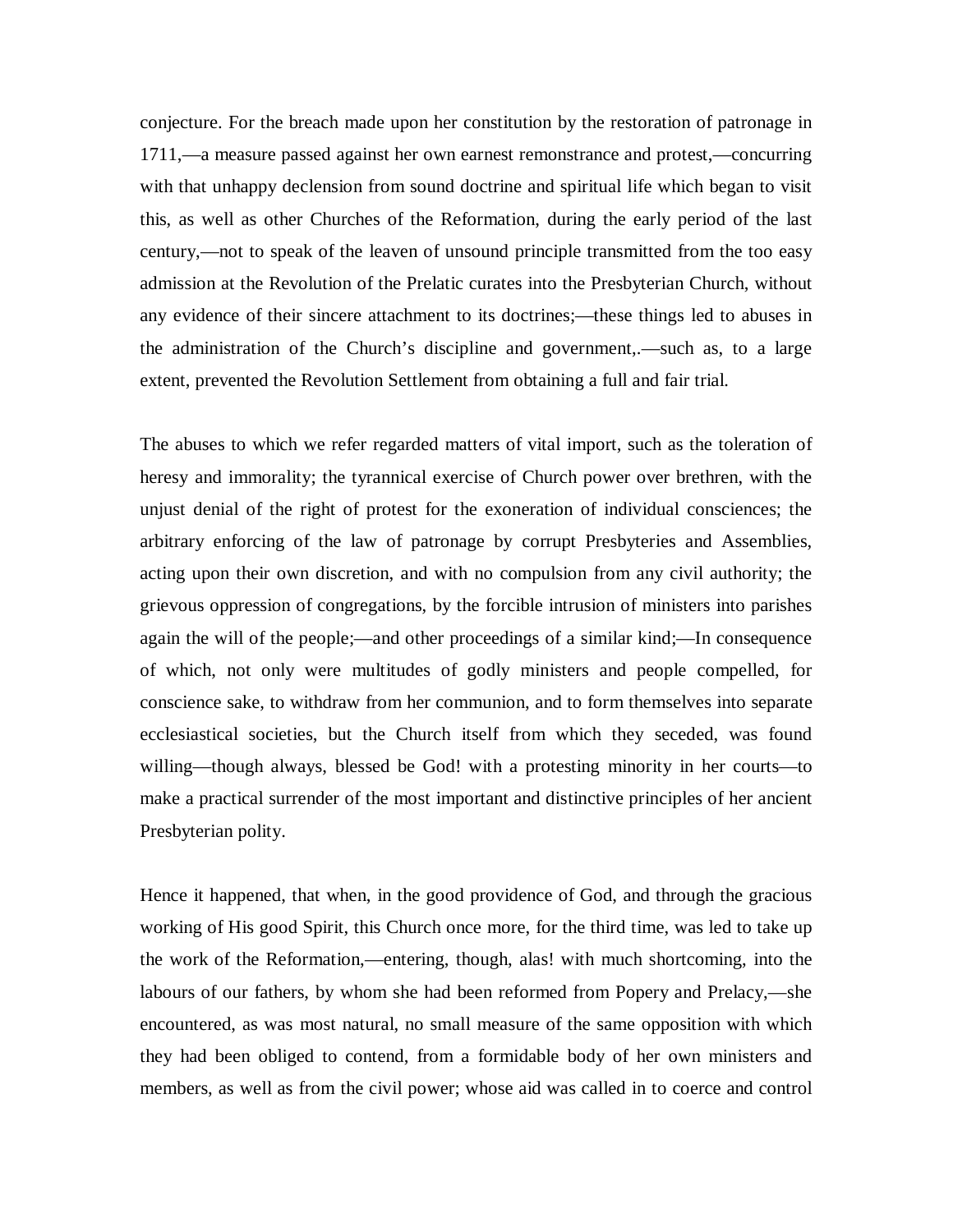conjecture. For the breach made upon her constitution by the restoration of patronage in 1711,—a measure passed against her own earnest remonstrance and protest,—concurring with that unhappy declension from sound doctrine and spiritual life which began to visit this, as well as other Churches of the Reformation, during the early period of the last century,—not to speak of the leaven of unsound principle transmitted from the too easy admission at the Revolution of the Prelatic curates into the Presbyterian Church, without any evidence of their sincere attachment to its doctrines;—these things led to abuses in the administration of the Church's discipline and government,.—such as, to a large extent, prevented the Revolution Settlement from obtaining a full and fair trial.

The abuses to which we refer regarded matters of vital import, such as the toleration of heresy and immorality; the tyrannical exercise of Church power over brethren, with the unjust denial of the right of protest for the exoneration of individual consciences; the arbitrary enforcing of the law of patronage by corrupt Presbyteries and Assemblies, acting upon their own discretion, and with no compulsion from any civil authority; the grievous oppression of congregations, by the forcible intrusion of ministers into parishes again the will of the people;—and other proceedings of a similar kind;—In consequence of which, not only were multitudes of godly ministers and people compelled, for conscience sake, to withdraw from her communion, and to form themselves into separate ecclesiastical societies, but the Church itself from which they seceded, was found willing—though always, blessed be God! with a protesting minority in her courts—to make a practical surrender of the most important and distinctive principles of her ancient Presbyterian polity.

Hence it happened, that when, in the good providence of God, and through the gracious working of His good Spirit, this Church once more, for the third time, was led to take up the work of the Reformation,—entering, though, alas! with much shortcoming, into the labours of our fathers, by whom she had been reformed from Popery and Prelacy,—she encountered, as was most natural, no small measure of the same opposition with which they had been obliged to contend, from a formidable body of her own ministers and members, as well as from the civil power; whose aid was called in to coerce and control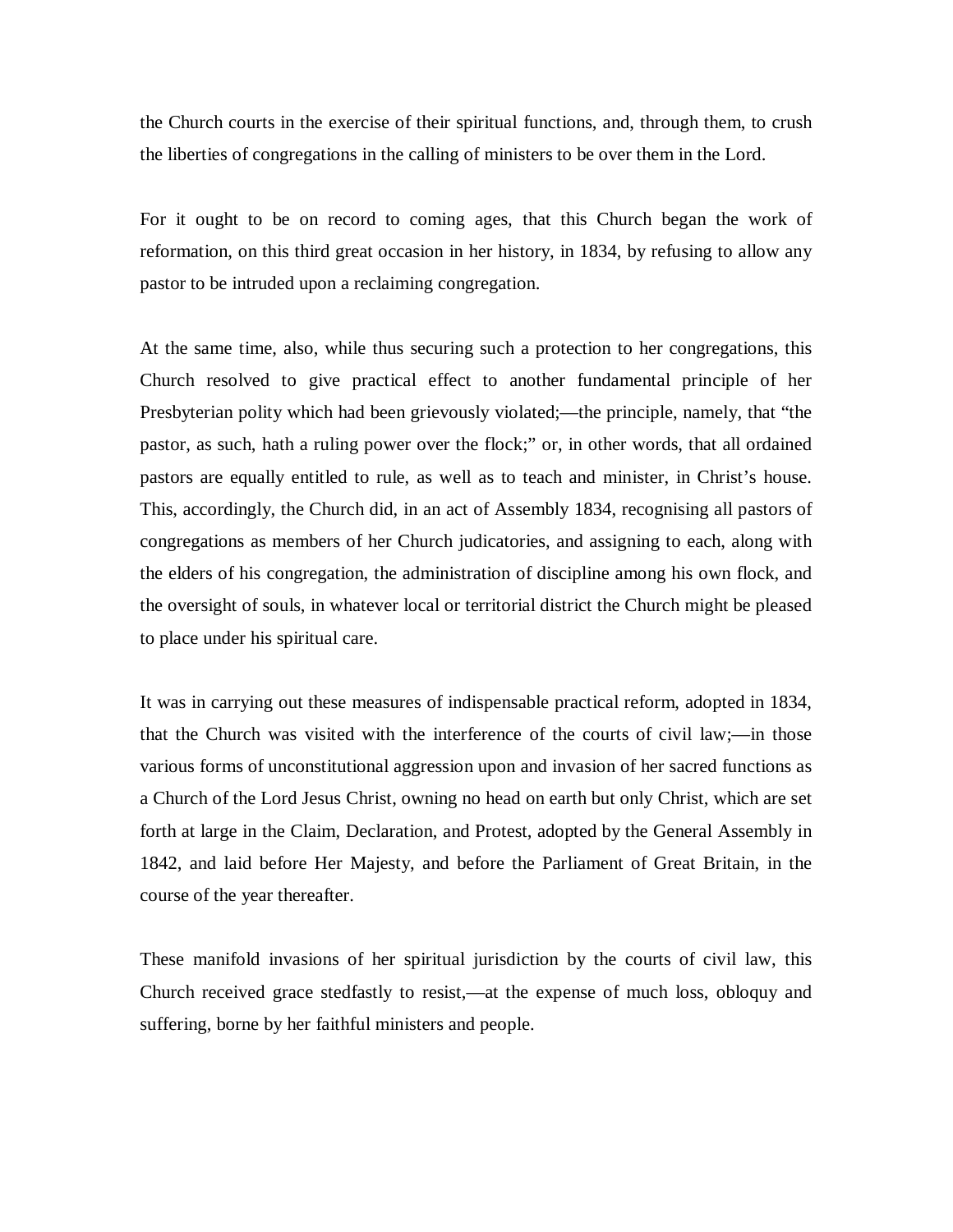the Church courts in the exercise of their spiritual functions, and, through them, to crush the liberties of congregations in the calling of ministers to be over them in the Lord.

For it ought to be on record to coming ages, that this Church began the work of reformation, on this third great occasion in her history, in 1834, by refusing to allow any pastor to be intruded upon a reclaiming congregation.

At the same time, also, while thus securing such a protection to her congregations, this Church resolved to give practical effect to another fundamental principle of her Presbyterian polity which had been grievously violated;—the principle, namely, that "the pastor, as such, hath a ruling power over the flock;" or, in other words, that all ordained pastors are equally entitled to rule, as well as to teach and minister, in Christ's house. This, accordingly, the Church did, in an act of Assembly 1834, recognising all pastors of congregations as members of her Church judicatories, and assigning to each, along with the elders of his congregation, the administration of discipline among his own flock, and the oversight of souls, in whatever local or territorial district the Church might be pleased to place under his spiritual care.

It was in carrying out these measures of indispensable practical reform, adopted in 1834, that the Church was visited with the interference of the courts of civil law;—in those various forms of unconstitutional aggression upon and invasion of her sacred functions as a Church of the Lord Jesus Christ, owning no head on earth but only Christ, which are set forth at large in the Claim, Declaration, and Protest, adopted by the General Assembly in 1842, and laid before Her Majesty, and before the Parliament of Great Britain, in the course of the year thereafter.

These manifold invasions of her spiritual jurisdiction by the courts of civil law, this Church received grace stedfastly to resist,—at the expense of much loss, obloquy and suffering, borne by her faithful ministers and people.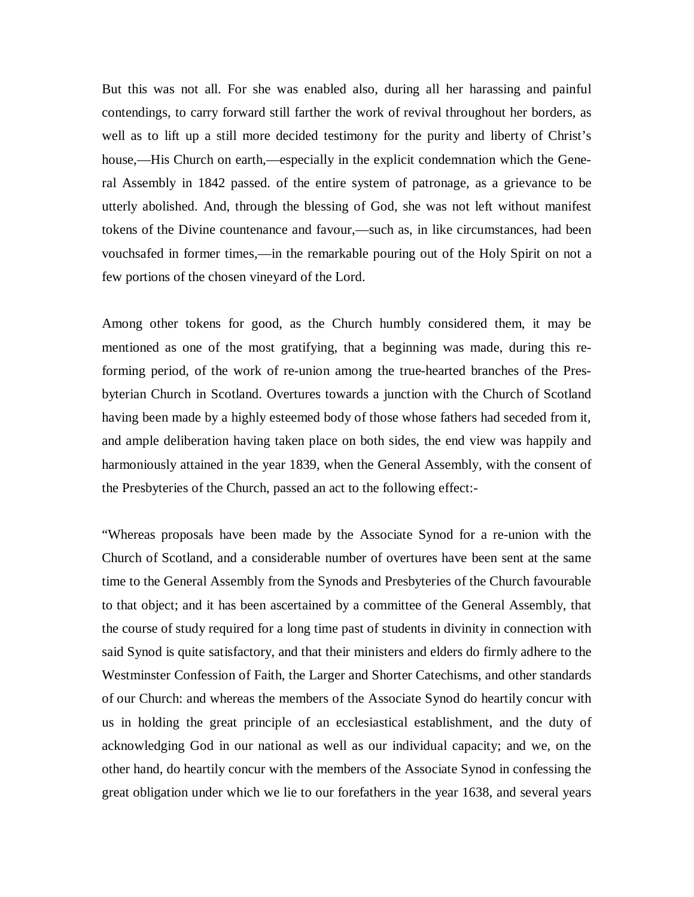But this was not all. For she was enabled also, during all her harassing and painful contendings, to carry forward still farther the work of revival throughout her borders, as well as to lift up a still more decided testimony for the purity and liberty of Christ's house,—His Church on earth,—especially in the explicit condemnation which the General Assembly in 1842 passed. of the entire system of patronage, as a grievance to be utterly abolished. And, through the blessing of God, she was not left without manifest tokens of the Divine countenance and favour,—such as, in like circumstances, had been vouchsafed in former times,—in the remarkable pouring out of the Holy Spirit on not a few portions of the chosen vineyard of the Lord.

Among other tokens for good, as the Church humbly considered them, it may be mentioned as one of the most gratifying, that a beginning was made, during this reforming period, of the work of re-union among the true-hearted branches of the Presbyterian Church in Scotland. Overtures towards a junction with the Church of Scotland having been made by a highly esteemed body of those whose fathers had seceded from it, and ample deliberation having taken place on both sides, the end view was happily and harmoniously attained in the year 1839, when the General Assembly, with the consent of the Presbyteries of the Church, passed an act to the following effect:-

"Whereas proposals have been made by the Associate Synod for a re-union with the Church of Scotland, and a considerable number of overtures have been sent at the same time to the General Assembly from the Synods and Presbyteries of the Church favourable to that object; and it has been ascertained by a committee of the General Assembly, that the course of study required for a long time past of students in divinity in connection with said Synod is quite satisfactory, and that their ministers and elders do firmly adhere to the Westminster Confession of Faith, the Larger and Shorter Catechisms, and other standards of our Church: and whereas the members of the Associate Synod do heartily concur with us in holding the great principle of an ecclesiastical establishment, and the duty of acknowledging God in our national as well as our individual capacity; and we, on the other hand, do heartily concur with the members of the Associate Synod in confessing the great obligation under which we lie to our forefathers in the year 1638, and several years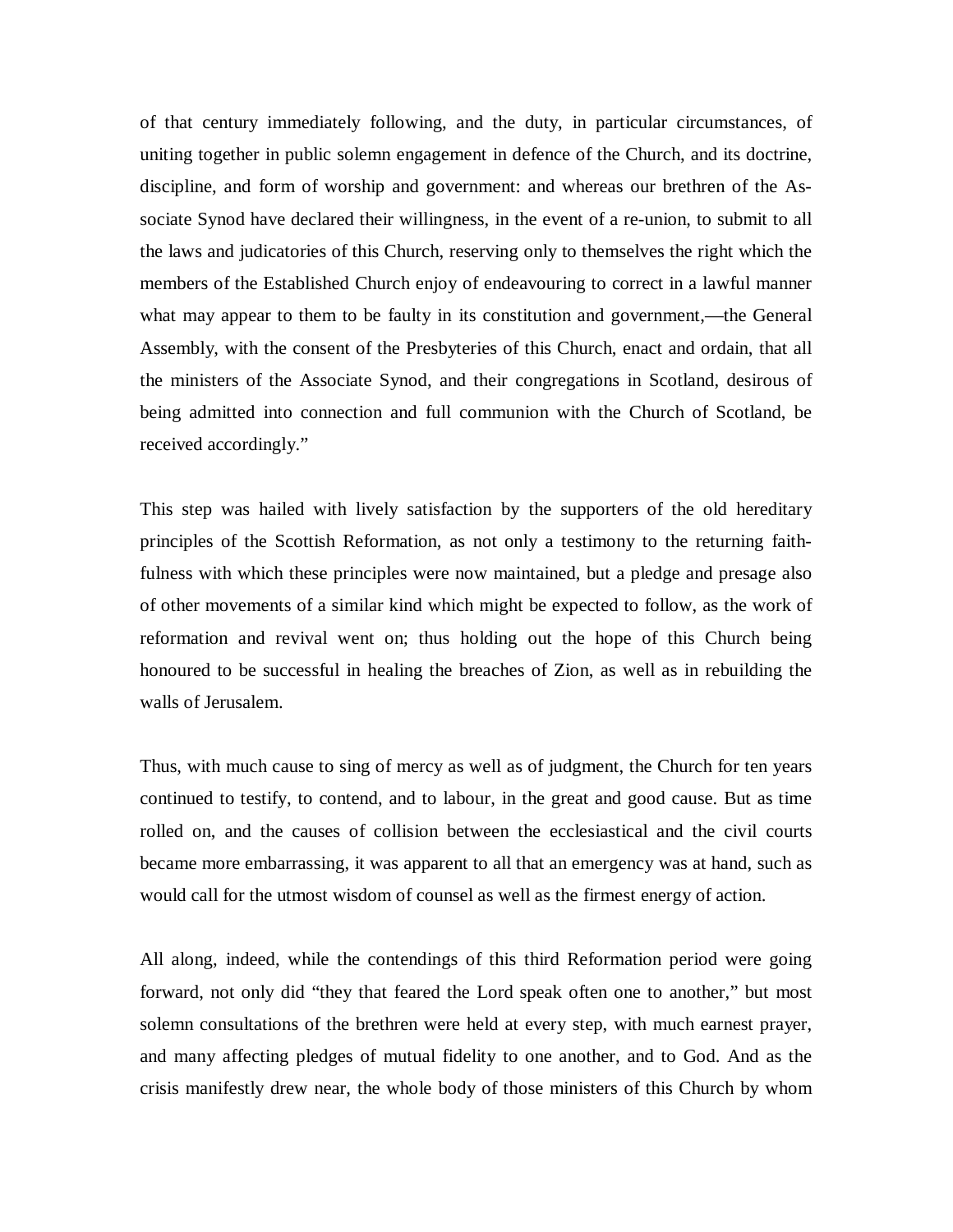of that century immediately following, and the duty, in particular circumstances, of uniting together in public solemn engagement in defence of the Church, and its doctrine, discipline, and form of worship and government: and whereas our brethren of the Associate Synod have declared their willingness, in the event of a re-union, to submit to all the laws and judicatories of this Church, reserving only to themselves the right which the members of the Established Church enjoy of endeavouring to correct in a lawful manner what may appear to them to be faulty in its constitution and government,—the General Assembly, with the consent of the Presbyteries of this Church, enact and ordain, that all the ministers of the Associate Synod, and their congregations in Scotland, desirous of being admitted into connection and full communion with the Church of Scotland, be received accordingly."

This step was hailed with lively satisfaction by the supporters of the old hereditary principles of the Scottish Reformation, as not only a testimony to the returning faithfulness with which these principles were now maintained, but a pledge and presage also of other movements of a similar kind which might be expected to follow, as the work of reformation and revival went on; thus holding out the hope of this Church being honoured to be successful in healing the breaches of Zion, as well as in rebuilding the walls of Jerusalem.

Thus, with much cause to sing of mercy as well as of judgment, the Church for ten years continued to testify, to contend, and to labour, in the great and good cause. But as time rolled on, and the causes of collision between the ecclesiastical and the civil courts became more embarrassing, it was apparent to all that an emergency was at hand, such as would call for the utmost wisdom of counsel as well as the firmest energy of action.

All along, indeed, while the contendings of this third Reformation period were going forward, not only did "they that feared the Lord speak often one to another," but most solemn consultations of the brethren were held at every step, with much earnest prayer, and many affecting pledges of mutual fidelity to one another, and to God. And as the crisis manifestly drew near, the whole body of those ministers of this Church by whom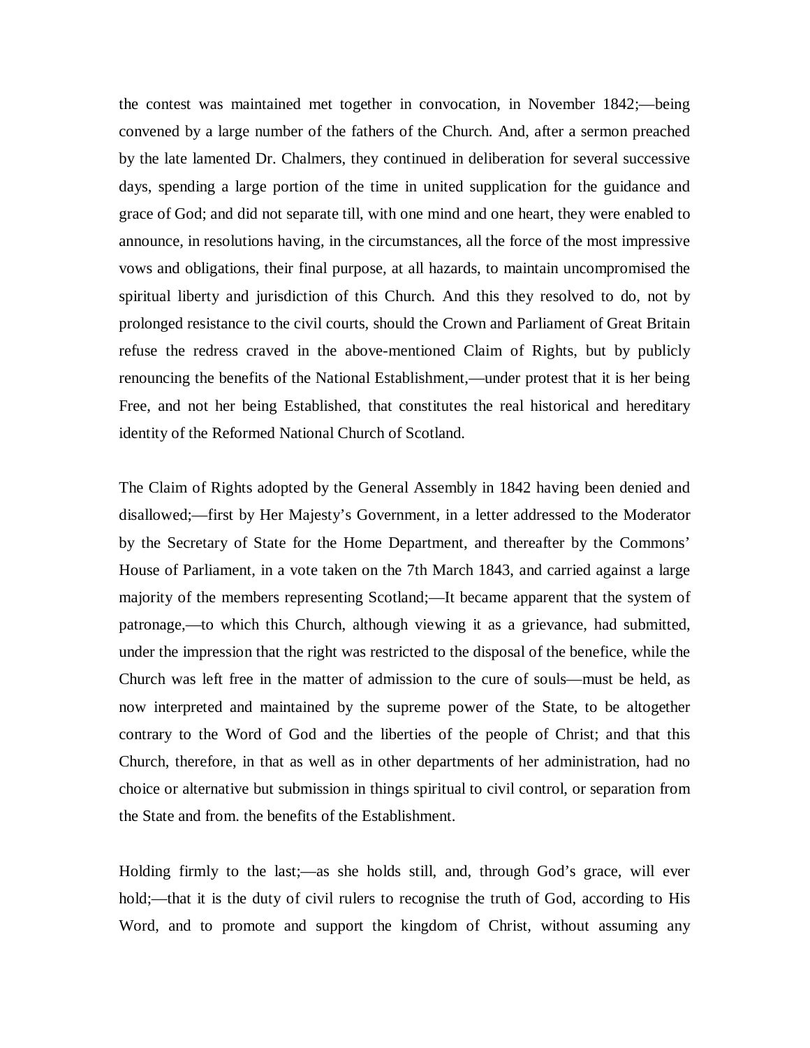the contest was maintained met together in convocation, in November 1842;—being convened by a large number of the fathers of the Church. And, after a sermon preached by the late lamented Dr. Chalmers, they continued in deliberation for several successive days, spending a large portion of the time in united supplication for the guidance and grace of God; and did not separate till, with one mind and one heart, they were enabled to announce, in resolutions having, in the circumstances, all the force of the most impressive vows and obligations, their final purpose, at all hazards, to maintain uncompromised the spiritual liberty and jurisdiction of this Church. And this they resolved to do, not by prolonged resistance to the civil courts, should the Crown and Parliament of Great Britain refuse the redress craved in the above-mentioned Claim of Rights, but by publicly renouncing the benefits of the National Establishment,—under protest that it is her being Free, and not her being Established, that constitutes the real historical and hereditary identity of the Reformed National Church of Scotland.

The Claim of Rights adopted by the General Assembly in 1842 having been denied and disallowed;—first by Her Majesty's Government, in a letter addressed to the Moderator by the Secretary of State for the Home Department, and thereafter by the Commons' House of Parliament, in a vote taken on the 7th March 1843, and carried against a large majority of the members representing Scotland;—It became apparent that the system of patronage,—to which this Church, although viewing it as a grievance, had submitted, under the impression that the right was restricted to the disposal of the benefice, while the Church was left free in the matter of admission to the cure of souls—must be held, as now interpreted and maintained by the supreme power of the State, to be altogether contrary to the Word of God and the liberties of the people of Christ; and that this Church, therefore, in that as well as in other departments of her administration, had no choice or alternative but submission in things spiritual to civil control, or separation from the State and from. the benefits of the Establishment.

Holding firmly to the last;—as she holds still, and, through God's grace, will ever hold;—that it is the duty of civil rulers to recognise the truth of God, according to His Word, and to promote and support the kingdom of Christ, without assuming any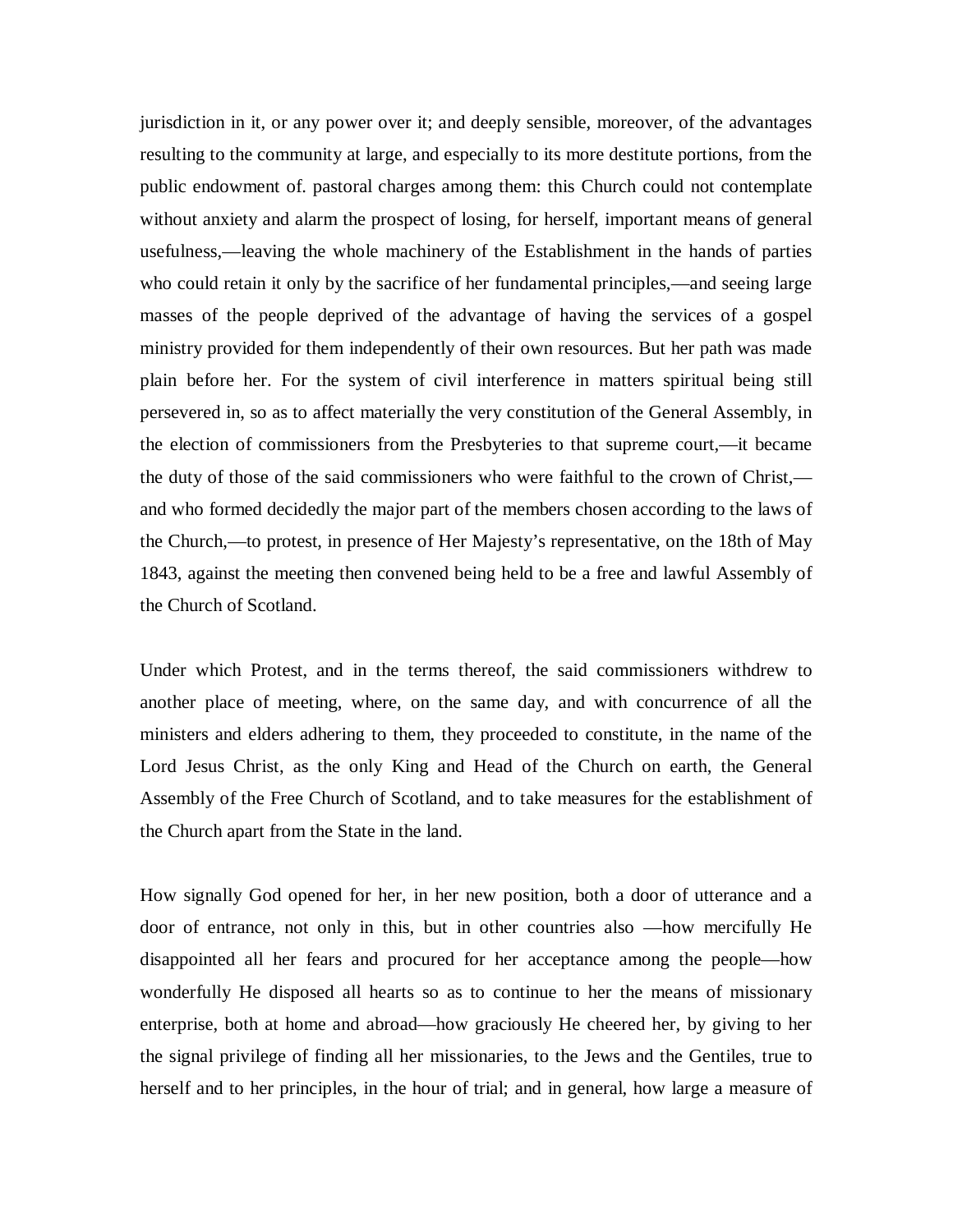jurisdiction in it, or any power over it; and deeply sensible, moreover, of the advantages resulting to the community at large, and especially to its more destitute portions, from the public endowment of. pastoral charges among them: this Church could not contemplate without anxiety and alarm the prospect of losing, for herself, important means of general usefulness,—leaving the whole machinery of the Establishment in the hands of parties who could retain it only by the sacrifice of her fundamental principles,—and seeing large masses of the people deprived of the advantage of having the services of a gospel ministry provided for them independently of their own resources. But her path was made plain before her. For the system of civil interference in matters spiritual being still persevered in, so as to affect materially the very constitution of the General Assembly, in the election of commissioners from the Presbyteries to that supreme court,—it became the duty of those of the said commissioners who were faithful to the crown of Christ,—and who formed decidedly the major part of the members chosen according to the laws of the Church,—to protest, in presence of Her Majesty's representative, on the 18th of May 1843, against the meeting then convened being held to be a free and lawful Assembly of the Church of Scotland.

Under which Protest, and in the terms thereof, the said commissioners withdrew to another place of meeting, where, on the same day, and with concurrence of all the ministers and elders adhering to them, they proceeded to constitute, in the name of the Lord Jesus Christ, as the only King and Head of the Church on earth, the General Assembly of the Free Church of Scotland, and to take measures for the establishment of the Church apart from the State in the land.

How signally God opened for her, in her new position, both a door of utterance and a door of entrance, not only in this, but in other countries also —how mercifully He disappointed all her fears and procured for her acceptance among the people—how wonderfully He disposed all hearts so as to continue to her the means of missionary enterprise, both at home and abroad—how graciously He cheered her, by giving to her the signal privilege of finding all her missionaries, to the Jews and the Gentiles, true to herself and to her principles, in the hour of trial; and in general, how large a measure of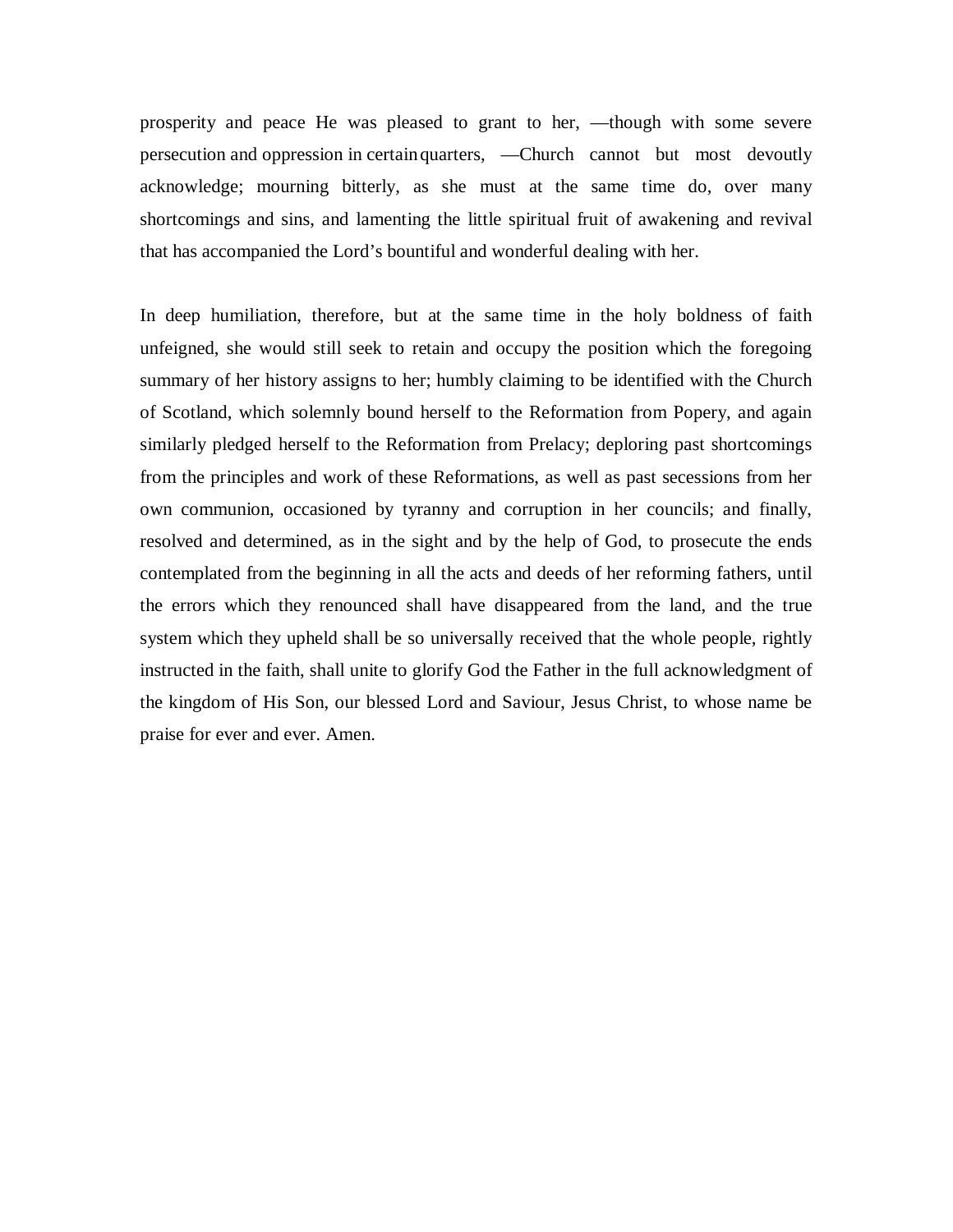prosperity and peace He was pleased to grant to her, —though with some severe persecution and oppression in certain quarters, —Church cannot but most devoutly acknowledge; mourning bitterly, as she must at the same time do, over many shortcomings and sins, and lamenting the little spiritual fruit of awakening and revival that has accompanied the Lord's bountiful and wonderful dealing with her.

In deep humiliation, therefore, but at the same time in the holy boldness of faith unfeigned, she would still seek to retain and occupy the position which the foregoing summary of her history assigns to her; humbly claiming to be identified with the Church of Scotland, which solemnly bound herself to the Reformation from Popery, and again similarly pledged herself to the Reformation from Prelacy; deploring past shortcomings from the principles and work of these Reformations, as well as past secessions from her own communion, occasioned by tyranny and corruption in her councils; and finally, resolved and determined, as in the sight and by the help of God, to prosecute the ends contemplated from the beginning in all the acts and deeds of her reforming fathers, until the errors which they renounced shall have disappeared from the land, and the true system which they upheld shall be so universally received that the whole people, rightly instructed in the faith, shall unite to glorify God the Father in the full acknowledgment of the kingdom of His Son, our blessed Lord and Saviour, Jesus Christ, to whose name be praise for ever and ever. Amen.